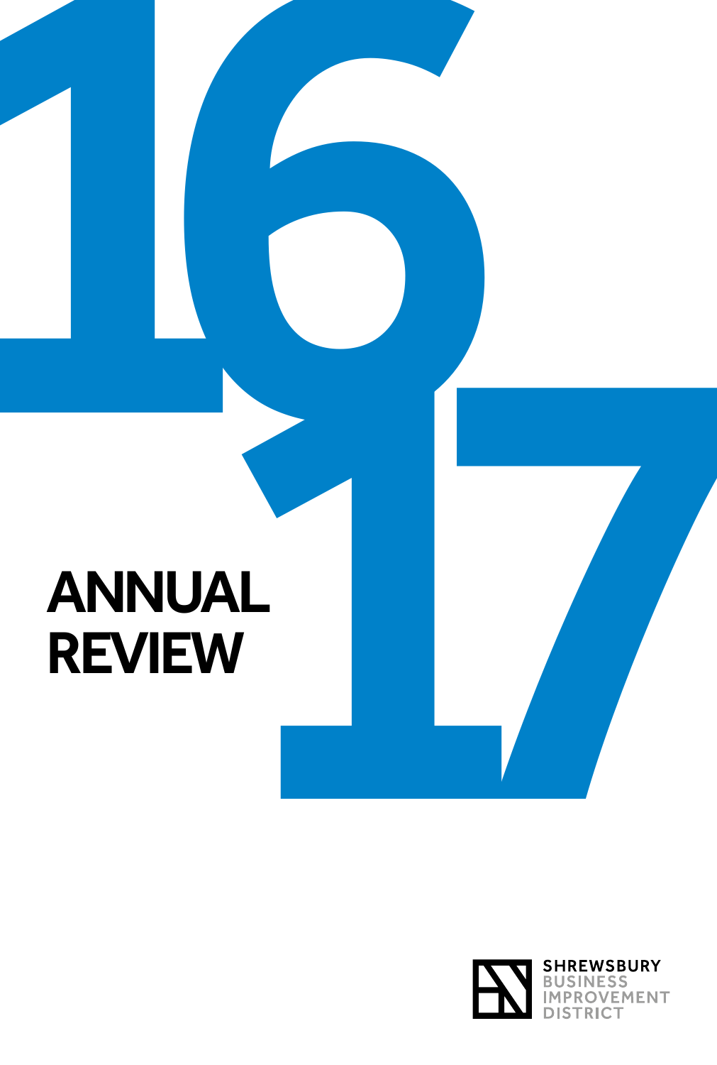# 16 17

# ANNUAL REVIEW

SHREWSBURY BUSINESS IMPROVEMENT DISTRICT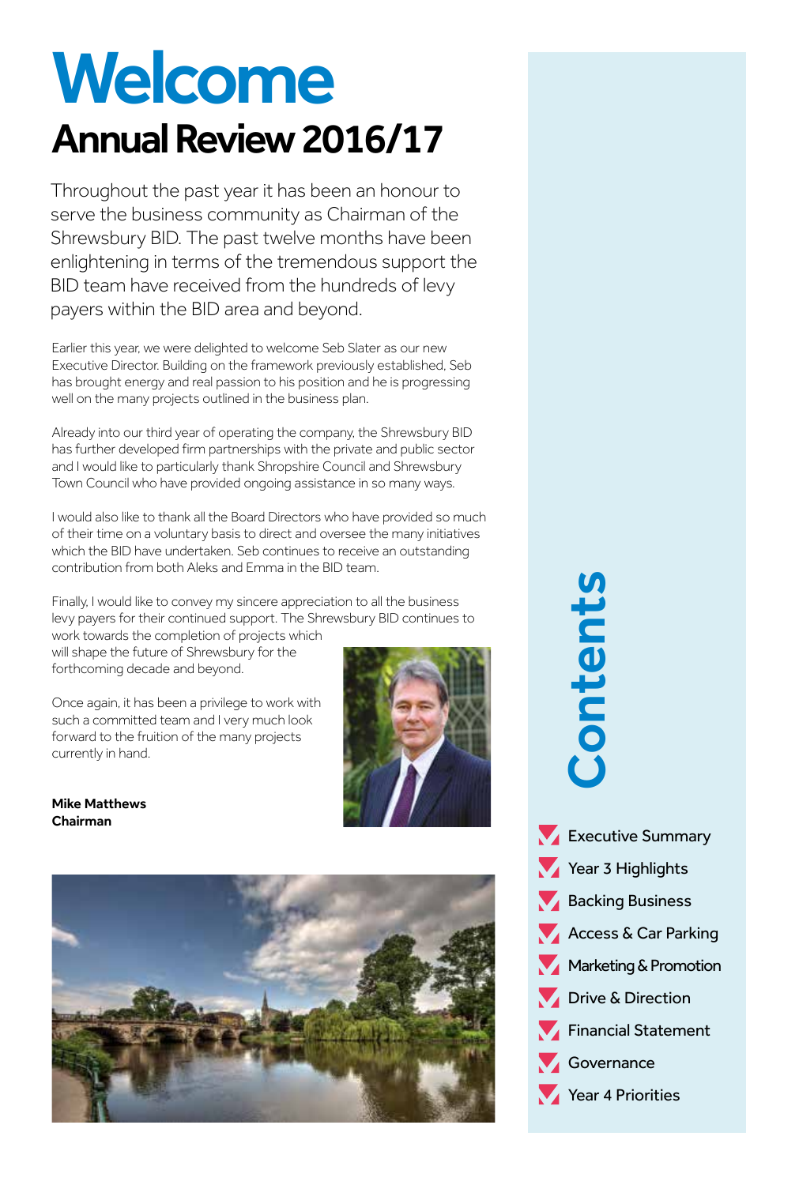# Welcome

## Annual Review 2016/17

Throughout the past year it has been an honour to serve the business community as Chairman of the Shrewsbury BID. The past twelve months have been enlightening in terms of the tremendous support the BID team have received from the hundreds of levy payers within the BID area and beyond.

Earlier this year, we were delighted to welcome Seb Slater as our new Executive Director. Building on the framework previously established, Seb has brought energy and real passion to his position and he is progressing well on the many projects outlined in the business plan.

Already into our third year of operating the company, the Shrewsbury BID has further developed firm partnerships with the private and public sector and I would like to particularly thank Shropshire Council and Shrewsbury Town Council who have provided ongoing assistance in so many ways.

I would also like to thank all the Board Directors who have provided so much of their time on a voluntary basis to direct and oversee the many initiatives which the BID have undertaken. Seb continues to receive an outstanding contribution from both Aleks and Emma in the BID team.

Finally, I would like to convey my sincere appreciation to all the business levy payers for their continued support. The Shrewsbury BID continues to work towards the completion of projects which will shape the future of Shrewsbury for the forthcoming decade and beyond.

Once again, it has been a privilege to work with such a committed team and I very much look forward to the fruition of the many projects currently in hand.

**Mike Matthews**
**Chairman**

## Contents

- Executive Summary
- Year 3 Highlights
- Backing Business
- Access & Car Parking
- Marketing & Promotion
- Drive & Direction
- Financial Statement
- Governance
- Year 4 Priorities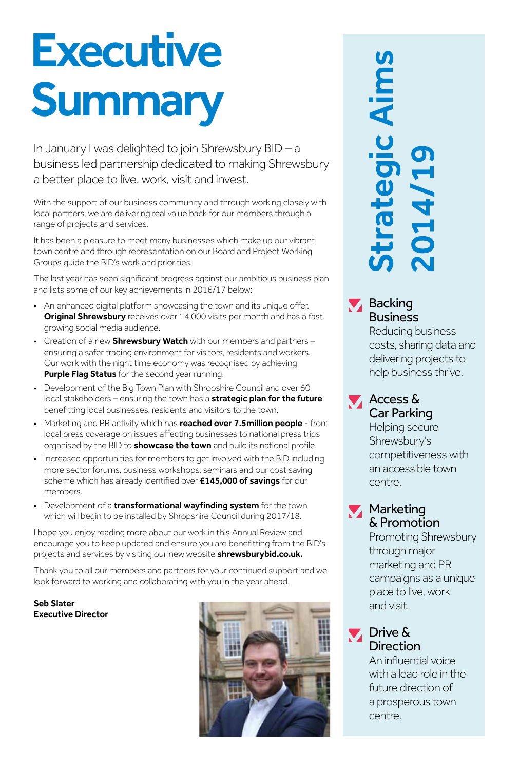# Executive Summary

In January I was delighted to join Shrewsbury BID – a business led partnership dedicated to making Shrewsbury a better place to live, work, visit and invest.

With the support of our business community and through working closely with local partners, we are delivering real value back for our members through a range of projects and services.

It has been a pleasure to meet many businesses which make up our vibrant town centre and through representation on our Board and Project Working Groups guide the BID's work and priorities.

The last year has seen significant progress against our ambitious business plan and lists some of our key achievements in 2016/17 below:

- An enhanced digital platform showcasing the town and its unique offer. **Original Shrewsbury** receives over 14,000 visits per month and has a fast growing social media audience.
- Creation of a new **Shrewsbury Watch** with our members and partners – ensuring a safer trading environment for visitors, residents and workers. Our work with the night time economy was recognised by achieving **Purple Flag Status** for the second year running.
- Development of the Big Town Plan with Shropshire Council and over 50 local stakeholders – ensuring the town has a **strategic plan for the future** benefitting local businesses, residents and visitors to the town.
- Marketing and PR activity which has **reached over 7.5million people** - from local press coverage on issues affecting businesses to national press trips organised by the BID to **showcase the town** and build its national profile.
- Increased opportunities for members to get involved with the BID including more sector forums, business workshops, seminars and our cost saving scheme which has already identified over **£145,000 of savings** for our members.
- Development of a **transformational wayfinding system** for the town which will begin to be installed by Shropshire Council during 2017/18.

I hope you enjoy reading more about our work in this Annual Review and encourage you to keep updated and ensure you are benefitting from the BID's projects and services by visiting our new website **shrewsburybid.co.uk.**

Thank you to all our members and partners for your continued support and we look forward to working and collaborating with you in the year ahead.

**Seb Slater**
**Executive Director**

## Strategic Aims 2014/19

**Backing Business**
Reducing business costs, sharing data and delivering projects to help business thrive.

**Access & Car Parking**
Helping secure Shrewsbury's competitiveness with an accessible town centre.

**Marketing & Promotion**
Promoting Shrewsbury through major marketing and PR campaigns as a unique place to live, work and visit.

**Drive & Direction**
An influential voice with a lead role in the future direction of a prosperous town centre.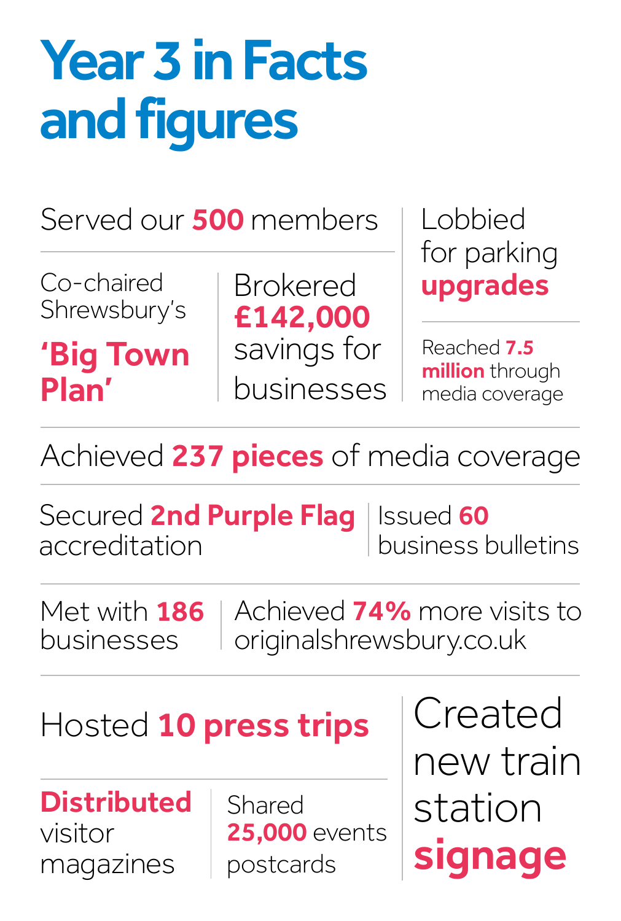# Year 3 in Facts and figures

Served our **500** members

Co-chaired Shrewsbury's **'Big Town Plan'**

Brokered **£142,000** savings for businesses

Lobbied for parking **upgrades**

Reached **7.5 million** through media coverage

Achieved **237 pieces** of media coverage

Secured **2nd Purple Flag** accreditation

Issued **60** business bulletins

Met with **186** businesses

Achieved **74%** more visits to originalshrewsbury.co.uk

Hosted **10 press trips**

**Distributed** visitor magazines

Shared **25,000** events postcards

Created new train station **signage**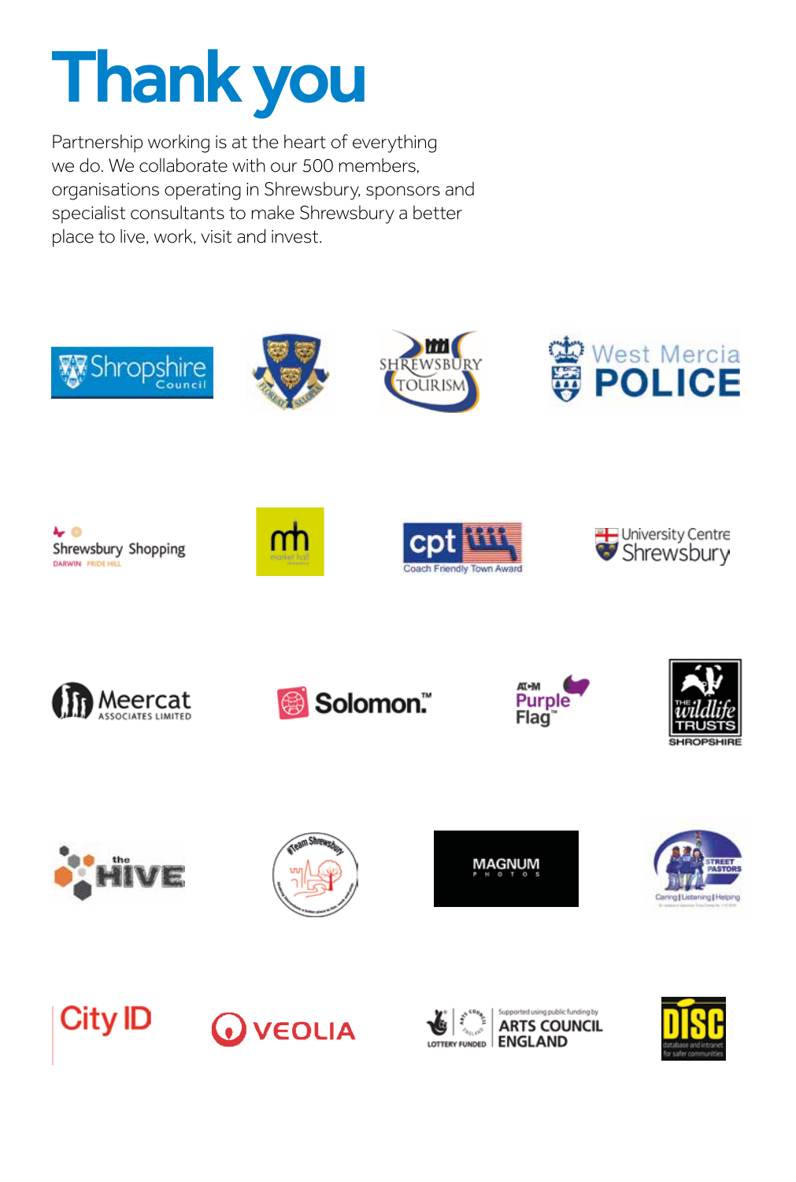# Thank you

Partnership working is at the heart of everything we do. We collaborate with our 500 members, organisations operating in Shrewsbury, sponsors and specialist consultants to make Shrewsbury a better place to live, work, visit and invest.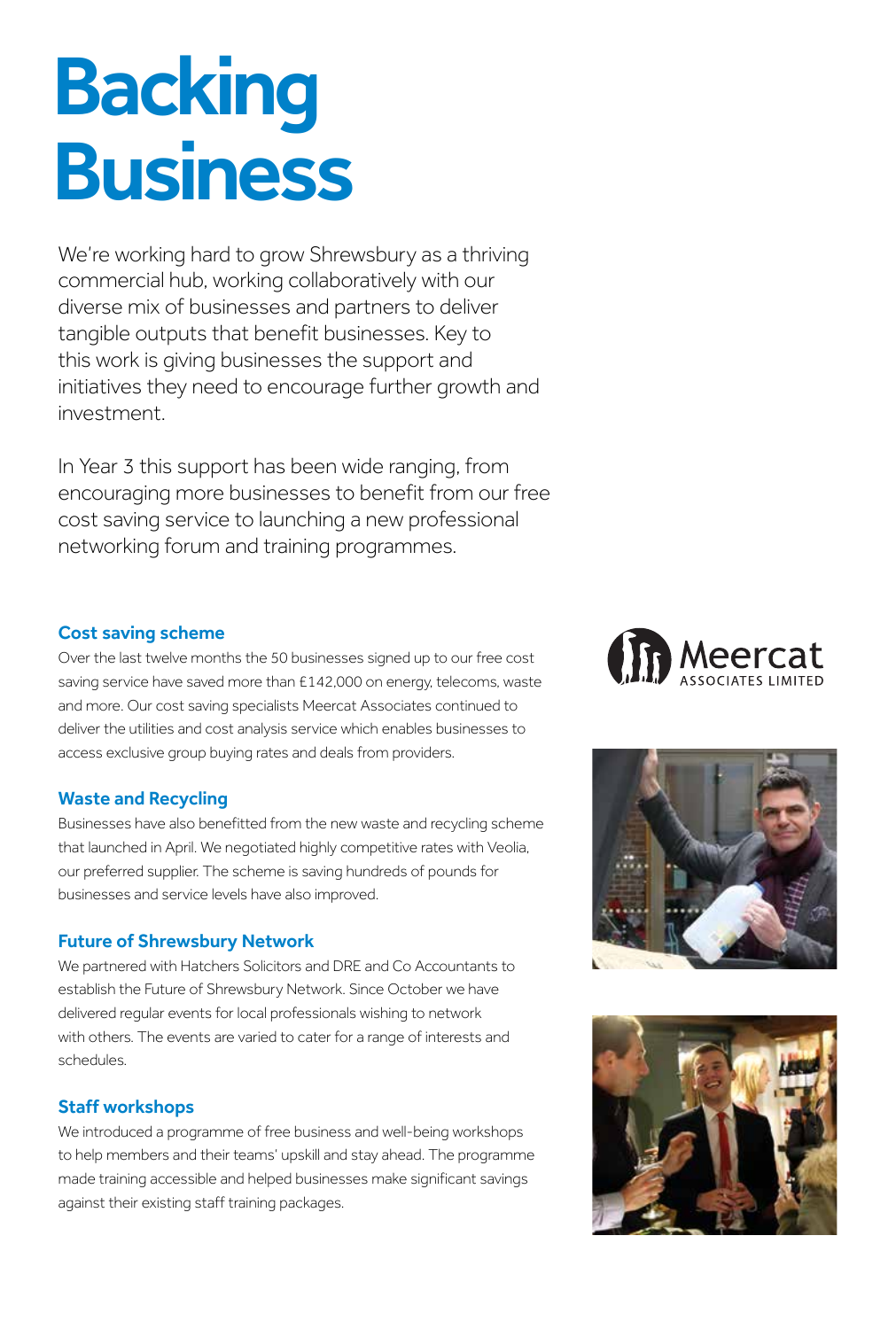# Backing Business

We're working hard to grow Shrewsbury as a thriving commercial hub, working collaboratively with our diverse mix of businesses and partners to deliver tangible outputs that benefit businesses. Key to this work is giving businesses the support and initiatives they need to encourage further growth and investment.

In Year 3 this support has been wide ranging, from encouraging more businesses to benefit from our free cost saving service to launching a new professional networking forum and training programmes.

### Cost saving scheme

Over the last twelve months the 50 businesses signed up to our free cost saving service have saved more than £142,000 on energy, telecoms, waste and more. Our cost saving specialists Meercat Associates continued to deliver the utilities and cost analysis service which enables businesses to access exclusive group buying rates and deals from providers.

### Waste and Recycling

Businesses have also benefitted from the new waste and recycling scheme that launched in April. We negotiated highly competitive rates with Veolia, our preferred supplier. The scheme is saving hundreds of pounds for businesses and service levels have also improved.

### Future of Shrewsbury Network

We partnered with Hatchers Solicitors and DRE and Co Accountants to establish the Future of Shrewsbury Network. Since October we have delivered regular events for local professionals wishing to network with others. The events are varied to cater for a range of interests and schedules.

### Staff workshops

We introduced a programme of free business and well-being workshops to help members and their teams' upskill and stay ahead. The programme made training accessible and helped businesses make significant savings against their existing staff training packages.

Meercat ASSOCIATES LIMITED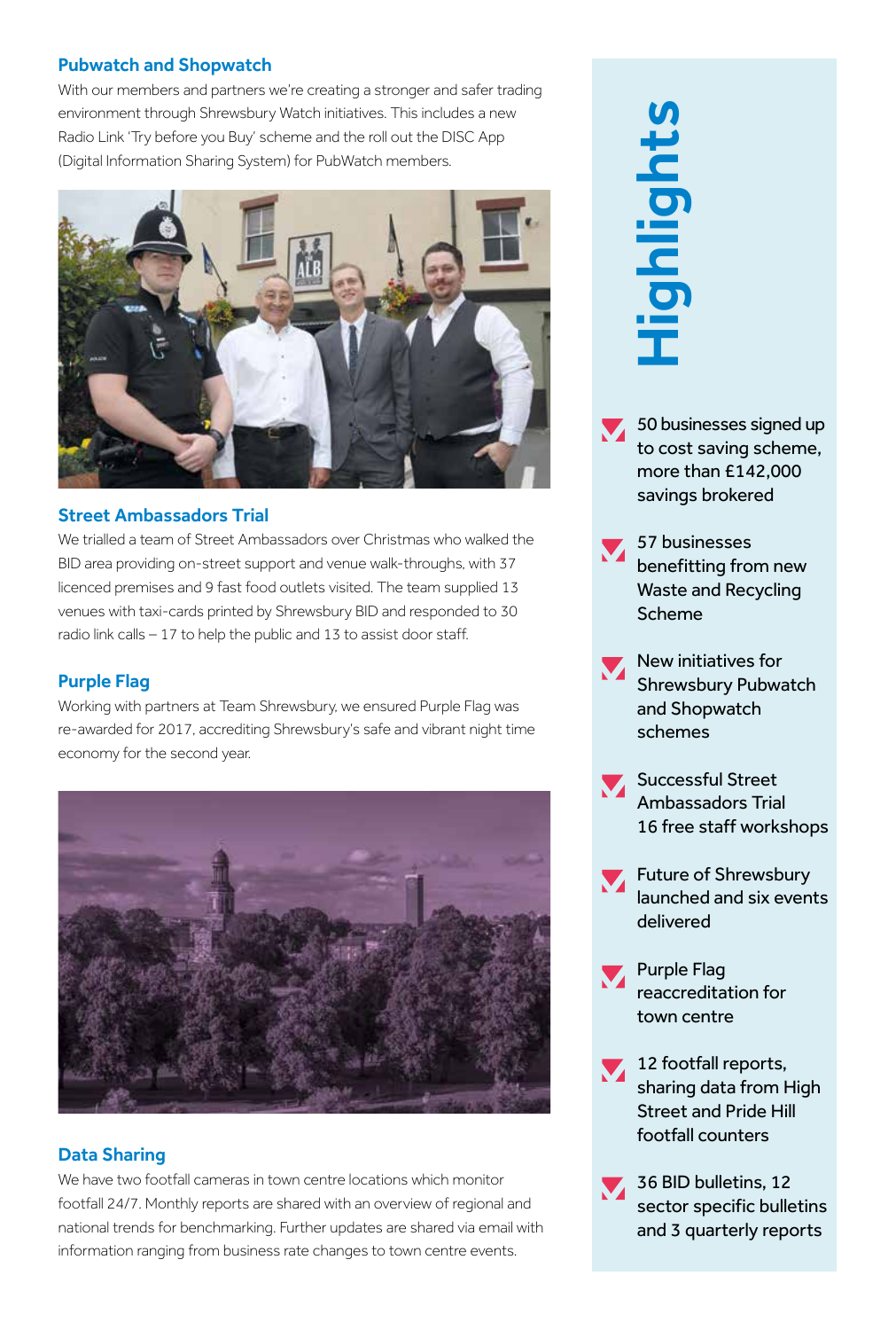### Pubwatch and Shopwatch

With our members and partners we're creating a stronger and safer trading environment through Shrewsbury Watch initiatives. This includes a new Radio Link 'Try before you Buy' scheme and the roll out the DISC App (Digital Information Sharing System) for PubWatch members.

### Street Ambassadors Trial

We trialled a team of Street Ambassadors over Christmas who walked the BID area providing on-street support and venue walk-throughs, with 37 licenced premises and 9 fast food outlets visited. The team supplied 13 venues with taxi-cards printed by Shrewsbury BID and responded to 30 radio link calls – 17 to help the public and 13 to assist door staff.

### Purple Flag

Working with partners at Team Shrewsbury, we ensured Purple Flag was re-awarded for 2017, accrediting Shrewsbury's safe and vibrant night time economy for the second year.

### Data Sharing

We have two footfall cameras in town centre locations which monitor footfall 24/7. Monthly reports are shared with an overview of regional and national trends for benchmarking. Further updates are shared via email with information ranging from business rate changes to town centre events.

## Highlights

- 50 businesses signed up to cost saving scheme, more than £142,000 savings brokered
- 57 businesses benefitting from new Waste and Recycling Scheme
- New initiatives for Shrewsbury Pubwatch and Shopwatch schemes
- Successful Street Ambassadors Trial 16 free staff workshops
- Future of Shrewsbury launched and six events delivered
- Purple Flag reaccreditation for town centre
- 12 footfall reports, sharing data from High Street and Pride Hill footfall counters
- 36 BID bulletins, 12 sector specific bulletins and 3 quarterly reports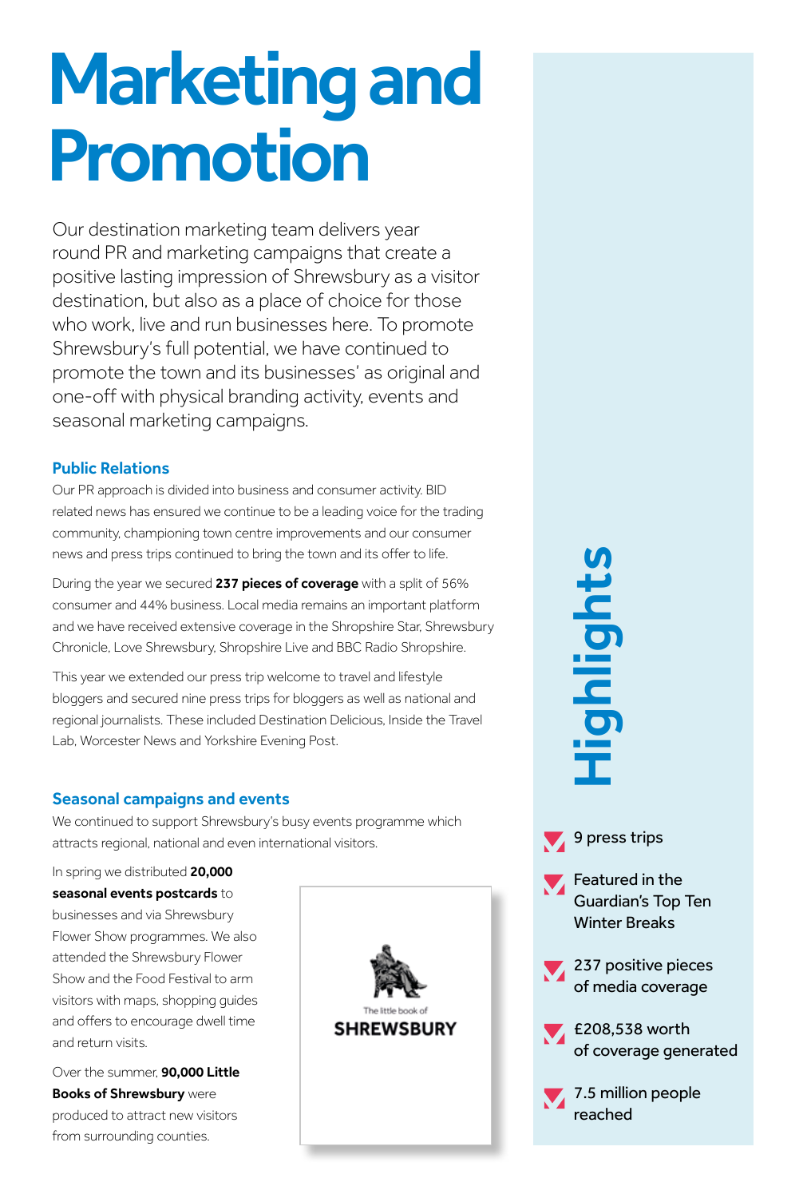# Marketing and Promotion

Our destination marketing team delivers year round PR and marketing campaigns that create a positive lasting impression of Shrewsbury as a visitor destination, but also as a place of choice for those who work, live and run businesses here. To promote Shrewsbury's full potential, we have continued to promote the town and its businesses' as original and one-off with physical branding activity, events and seasonal marketing campaigns.

### Public Relations

Our PR approach is divided into business and consumer activity. BID related news has ensured we continue to be a leading voice for the trading community, championing town centre improvements and our consumer news and press trips continued to bring the town and its offer to life.

During the year we secured **237 pieces of coverage** with a split of 56% consumer and 44% business. Local media remains an important platform and we have received extensive coverage in the Shropshire Star, Shrewsbury Chronicle, Love Shrewsbury, Shropshire Live and BBC Radio Shropshire.

This year we extended our press trip welcome to travel and lifestyle bloggers and secured nine press trips for bloggers as well as national and regional journalists. These included Destination Delicious, Inside the Travel Lab, Worcester News and Yorkshire Evening Post.

### Seasonal campaigns and events

We continued to support Shrewsbury's busy events programme which attracts regional, national and even international visitors.

In spring we distributed **20,000 seasonal events postcards** to businesses and via Shrewsbury Flower Show programmes. We also attended the Shrewsbury Flower Show and the Food Festival to arm visitors with maps, shopping guides and offers to encourage dwell time and return visits.

Over the summer, **90,000 Little Books of Shrewsbury** were produced to attract new visitors from surrounding counties.

The little book of
SHREWSBURY

## Highlights

- 9 press trips
- Featured in the Guardian's Top Ten Winter Breaks
- 237 positive pieces of media coverage
- £208,538 worth of coverage generated
- 7.5 million people reached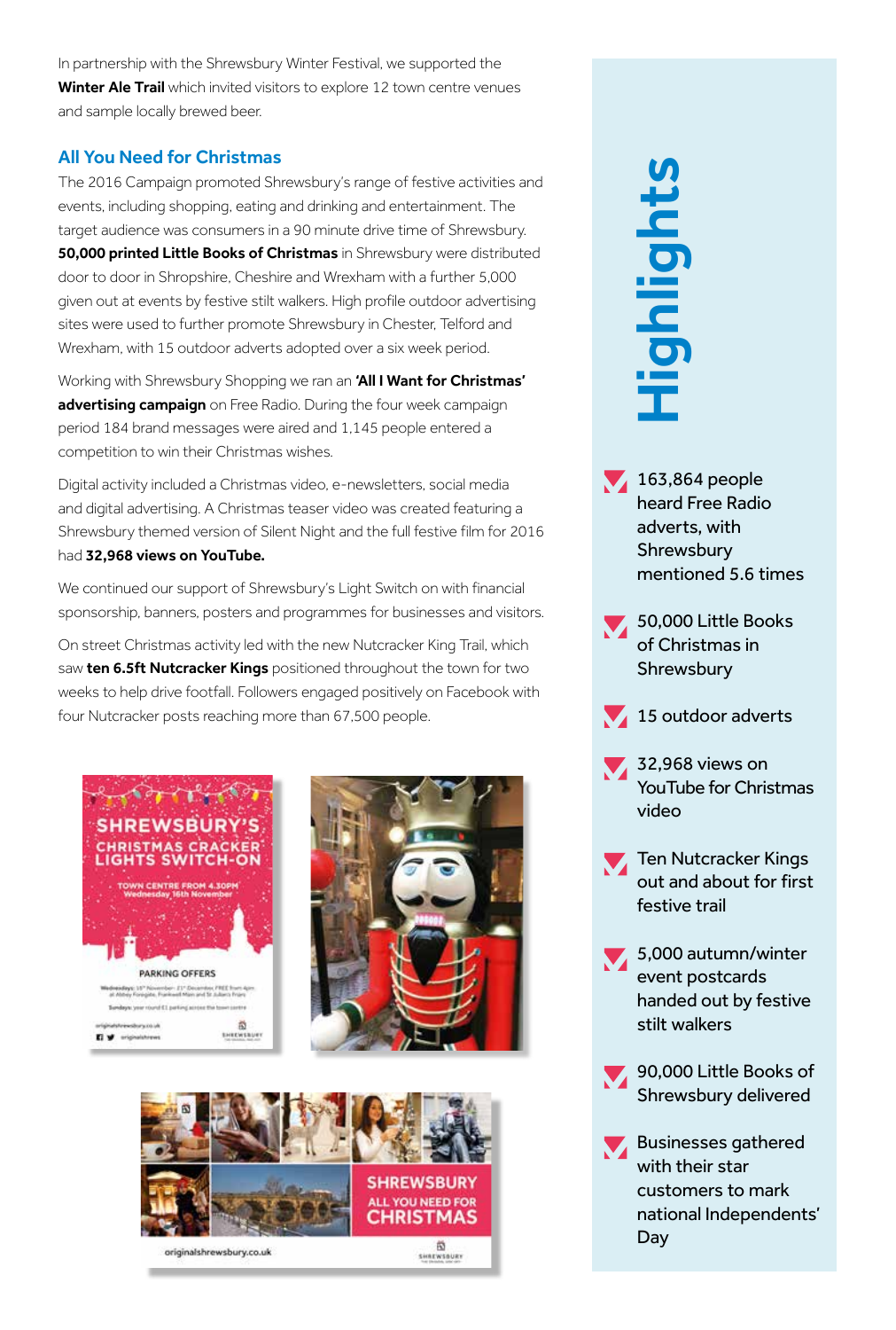In partnership with the Shrewsbury Winter Festival, we supported the **Winter Ale Trail** which invited visitors to explore 12 town centre venues and sample locally brewed beer.

## All You Need for Christmas

The 2016 Campaign promoted Shrewsbury's range of festive activities and events, including shopping, eating and drinking and entertainment. The target audience was consumers in a 90 minute drive time of Shrewsbury. **50,000 printed Little Books of Christmas** in Shrewsbury were distributed door to door in Shropshire, Cheshire and Wrexham with a further 5,000 given out at events by festive stilt walkers. High profile outdoor advertising sites were used to further promote Shrewsbury in Chester, Telford and Wrexham, with 15 outdoor adverts adopted over a six week period.

Working with Shrewsbury Shopping we ran an **'All I Want for Christmas' advertising campaign** on Free Radio. During the four week campaign period 184 brand messages were aired and 1,145 people entered a competition to win their Christmas wishes.

Digital activity included a Christmas video, e-newsletters, social media and digital advertising. A Christmas teaser video was created featuring a Shrewsbury themed version of Silent Night and the full festive film for 2016 had **32,968 views on YouTube.**

We continued our support of Shrewsbury's Light Switch on with financial sponsorship, banners, posters and programmes for businesses and visitors.

On street Christmas activity led with the new Nutcracker King Trail, which saw **ten 6.5ft Nutcracker Kings** positioned throughout the town for two weeks to help drive footfall. Followers engaged positively on Facebook with four Nutcracker posts reaching more than 67,500 people.

## Highlights

- 163,864 people heard Free Radio adverts, with Shrewsbury mentioned 5.6 times
- 50,000 Little Books of Christmas in Shrewsbury
- 15 outdoor adverts
- 32,968 views on YouTube for Christmas video
- Ten Nutcracker Kings out and about for first festive trail
- 5,000 autumn/winter event postcards handed out by festive stilt walkers
- 90,000 Little Books of Shrewsbury delivered
- Businesses gathered with their star customers to mark national Independents' Day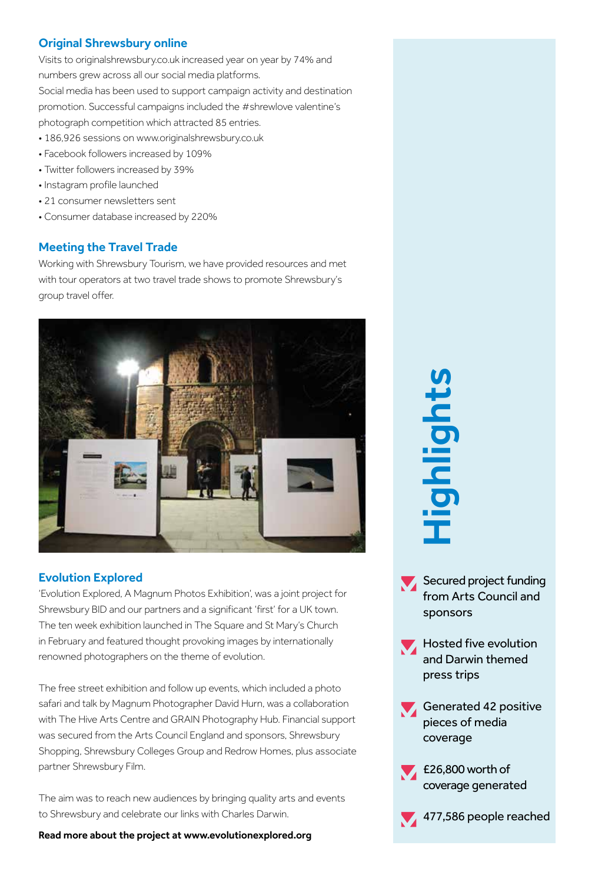### Original Shrewsbury online

Visits to originalshrewsbury.co.uk increased year on year by 74% and numbers grew across all our social media platforms.

Social media has been used to support campaign activity and destination promotion. Successful campaigns included the #shrewlove valentine's photograph competition which attracted 85 entries.

- 186,926 sessions on www.originalshrewsbury.co.uk
- Facebook followers increased by 109%
- Twitter followers increased by 39%
- Instagram profile launched
- 21 consumer newsletters sent
- Consumer database increased by 220%

### Meeting the Travel Trade

Working with Shrewsbury Tourism, we have provided resources and met with tour operators at two travel trade shows to promote Shrewsbury's group travel offer.

### Evolution Explored

'Evolution Explored, A Magnum Photos Exhibition', was a joint project for Shrewsbury BID and our partners and a significant 'first' for a UK town. The ten week exhibition launched in The Square and St Mary's Church in February and featured thought provoking images by internationally renowned photographers on the theme of evolution.

The free street exhibition and follow up events, which included a photo safari and talk by Magnum Photographer David Hurn, was a collaboration with The Hive Arts Centre and GRAIN Photography Hub. Financial support was secured from the Arts Council England and sponsors, Shrewsbury Shopping, Shrewsbury Colleges Group and Redrow Homes, plus associate partner Shrewsbury Film.

The aim was to reach new audiences by bringing quality arts and events to Shrewsbury and celebrate our links with Charles Darwin.

**Read more about the project at www.evolutionexplored.org**

## Highlights

- Secured project funding from Arts Council and sponsors
- Hosted five evolution and Darwin themed press trips
- Generated 42 positive pieces of media coverage
- £26,800 worth of coverage generated
- 477,586 people reached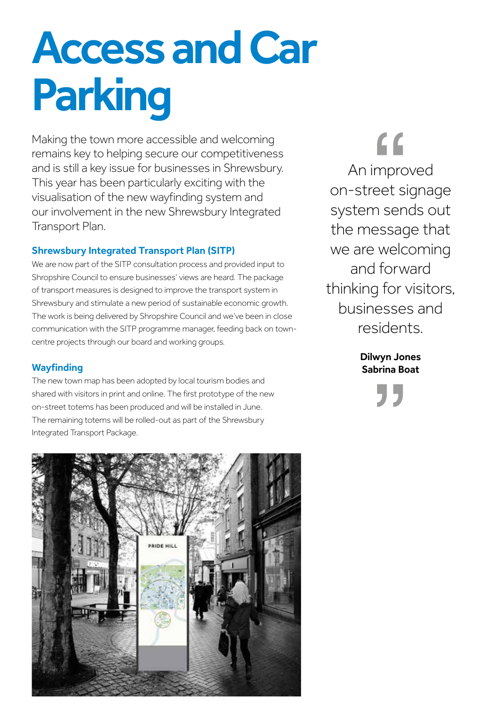# Access and Car Parking

Making the town more accessible and welcoming remains key to helping secure our competitiveness and is still a key issue for businesses in Shrewsbury. This year has been particularly exciting with the visualisation of the new wayfinding system and our involvement in the new Shrewsbury Integrated Transport Plan.

### Shrewsbury Integrated Transport Plan (SITP)

We are now part of the SITP consultation process and provided input to Shropshire Council to ensure businesses' views are heard. The package of transport measures is designed to improve the transport system in Shrewsbury and stimulate a new period of sustainable economic growth. The work is being delivered by Shropshire Council and we've been in close communication with the SITP programme manager, feeding back on town-centre projects through our board and working groups.

### Wayfinding

The new town map has been adopted by local tourism bodies and shared with visitors in print and online. The first prototype of the new on-street totems has been produced and will be installed in June. The remaining totems will be rolled-out as part of the Shrewsbury Integrated Transport Package.

> "An improved on-street signage system sends out the message that we are welcoming and forward thinking for visitors, businesses and residents."
>
> **Dilwyn Jones**
> **Sabrina Boat**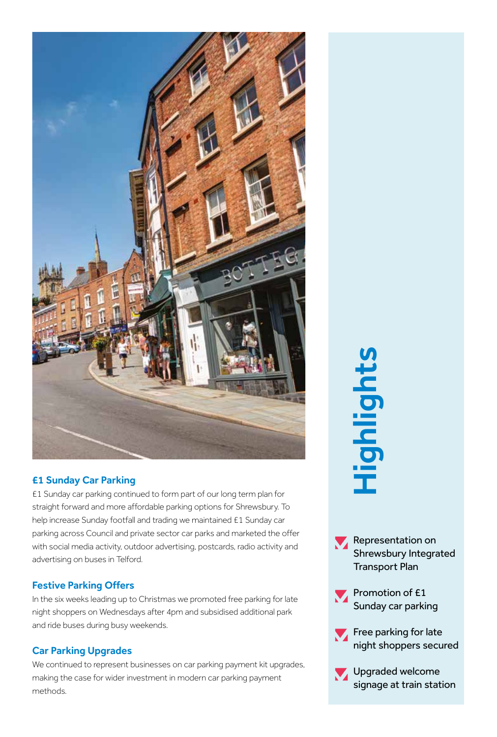## £1 Sunday Car Parking

£1 Sunday car parking continued to form part of our long term plan for straight forward and more affordable parking options for Shrewsbury. To help increase Sunday footfall and trading we maintained £1 Sunday car parking across Council and private sector car parks and marketed the offer with social media activity, outdoor advertising, postcards, radio activity and advertising on buses in Telford.

## Festive Parking Offers

In the six weeks leading up to Christmas we promoted free parking for late night shoppers on Wednesdays after 4pm and subsidised additional park and ride buses during busy weekends.

## Car Parking Upgrades

We continued to represent businesses on car parking payment kit upgrades, making the case for wider investment in modern car parking payment methods.

## Highlights

- Representation on Shrewsbury Integrated Transport Plan
- Promotion of £1 Sunday car parking
- Free parking for late night shoppers secured
- Upgraded welcome signage at train station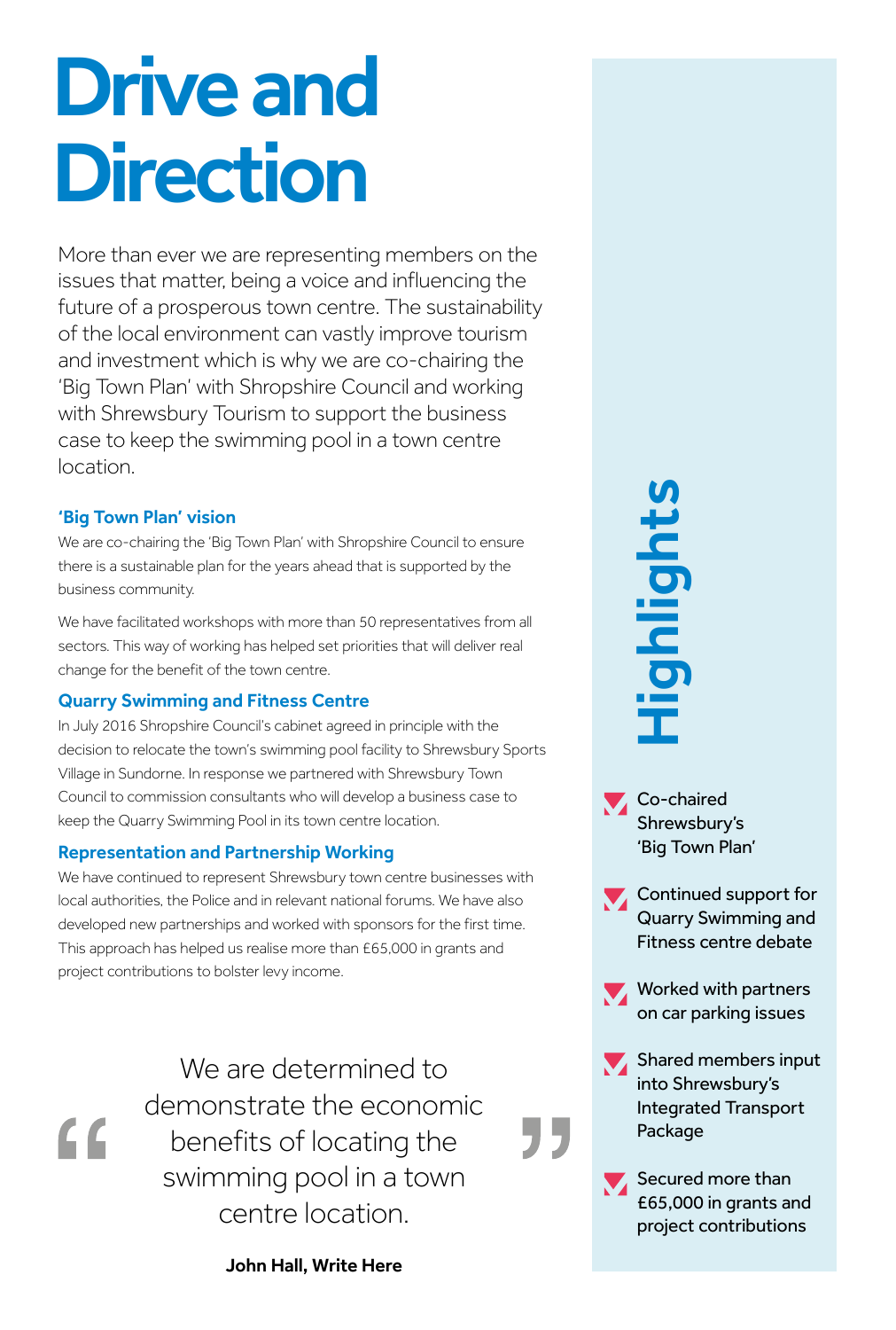# Drive and Direction

More than ever we are representing members on the issues that matter, being a voice and influencing the future of a prosperous town centre. The sustainability of the local environment can vastly improve tourism and investment which is why we are co-chairing the 'Big Town Plan' with Shropshire Council and working with Shrewsbury Tourism to support the business case to keep the swimming pool in a town centre location.

### 'Big Town Plan' vision

We are co-chairing the 'Big Town Plan' with Shropshire Council to ensure there is a sustainable plan for the years ahead that is supported by the business community.

We have facilitated workshops with more than 50 representatives from all sectors. This way of working has helped set priorities that will deliver real change for the benefit of the town centre.

### Quarry Swimming and Fitness Centre

In July 2016 Shropshire Council's cabinet agreed in principle with the decision to relocate the town's swimming pool facility to Shrewsbury Sports Village in Sundorne. In response we partnered with Shrewsbury Town Council to commission consultants who will develop a business case to keep the Quarry Swimming Pool in its town centre location.

### Representation and Partnership Working

We have continued to represent Shrewsbury town centre businesses with local authorities, the Police and in relevant national forums. We have also developed new partnerships and worked with sponsors for the first time. This approach has helped us realise more than £65,000 in grants and project contributions to bolster levy income.

> "We are determined to demonstrate the economic benefits of locating the swimming pool in a town centre location."
>
> **John Hall, Write Here**

## Highlights

- Co-chaired Shrewsbury's 'Big Town Plan'
- Continued support for Quarry Swimming and Fitness centre debate
- Worked with partners on car parking issues
- Shared members input into Shrewsbury's Integrated Transport Package
- Secured more than £65,000 in grants and project contributions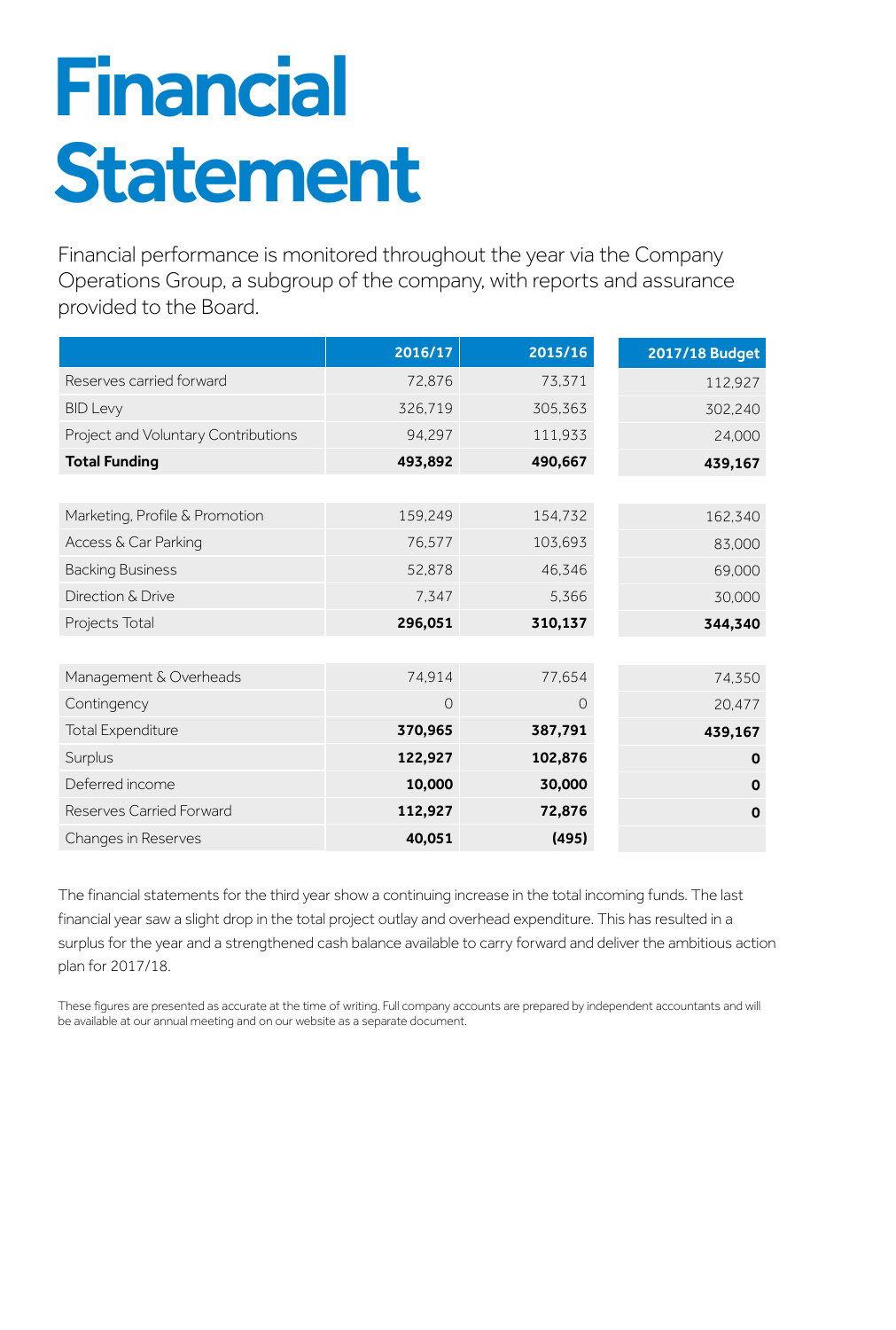# Financial Statement

Financial performance is monitored throughout the year via the Company Operations Group, a subgroup of the company, with reports and assurance provided to the Board.

| | 2016/17 | 2015/16 | 2017/18 Budget |
|---|---|---|---|
| Reserves carried forward | 72,876 | 73,371 | 112,927 |
| BID Levy | 326,719 | 305,363 | 302,240 |
| Project and Voluntary Contributions | 94,297 | 111,933 | 24,000 |
| **Total Funding** | **493,892** | **490,667** | **439,167** |
| | | | |
| Marketing, Profile & Promotion | 159,249 | 154,732 | 162,340 |
| Access & Car Parking | 76,577 | 103,693 | 83,000 |
| Backing Business | 52,878 | 46,346 | 69,000 |
| Direction & Drive | 7,347 | 5,366 | 30,000 |
| Projects Total | **296,051** | **310,137** | **344,340** |
| | | | |
| Management & Overheads | 74,914 | 77,654 | 74,350 |
| Contingency | 0 | 0 | 20,477 |
| Total Expenditure | **370,965** | **387,791** | **439,167** |
| Surplus | **122,927** | **102,876** | **0** |
| Deferred income | **10,000** | **30,000** | **0** |
| Reserves Carried Forward | **112,927** | **72,876** | **0** |
| Changes in Reserves | **40,051** | **(495)** | |

The financial statements for the third year show a continuing increase in the total incoming funds. The last financial year saw a slight drop in the total project outlay and overhead expenditure. This has resulted in a surplus for the year and a strengthened cash balance available to carry forward and deliver the ambitious action plan for 2017/18.

These figures are presented as accurate at the time of writing. Full company accounts are prepared by independent accountants and will be available at our annual meeting and on our website as a separate document.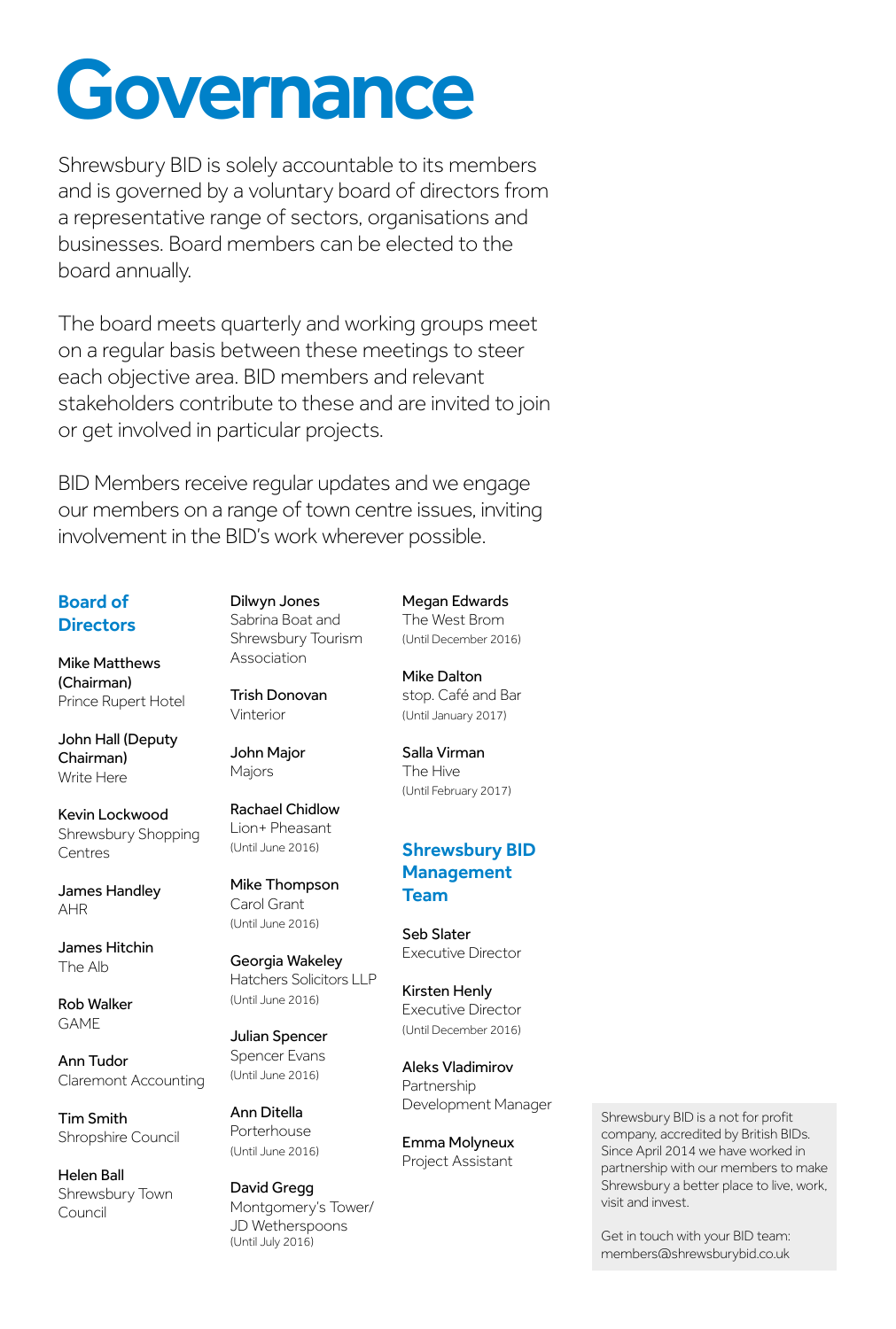# Governance

Shrewsbury BID is solely accountable to its members and is governed by a voluntary board of directors from a representative range of sectors, organisations and businesses. Board members can be elected to the board annually.

The board meets quarterly and working groups meet on a regular basis between these meetings to steer each objective area. BID members and relevant stakeholders contribute to these and are invited to join or get involved in particular projects.

BID Members receive regular updates and we engage our members on a range of town centre issues, inviting involvement in the BID's work wherever possible.

## Board of Directors

Mike Matthews (Chairman)
Prince Rupert Hotel

John Hall (Deputy Chairman)
Write Here

Kevin Lockwood
Shrewsbury Shopping Centres

James Handley
AHR

James Hitchin
The Alb

Rob Walker
GAME

Ann Tudor
Claremont Accounting

Tim Smith
Shropshire Council

Helen Ball
Shrewsbury Town Council

Dilwyn Jones
Sabrina Boat and Shrewsbury Tourism Association

Trish Donovan
Vinterior

John Major
Majors

Rachael Chidlow
Lion+ Pheasant
(Until June 2016)

Mike Thompson
Carol Grant
(Until June 2016)

Georgia Wakeley
Hatchers Solicitors LLP
(Until June 2016)

Julian Spencer
Spencer Evans
(Until June 2016)

Ann Ditella
Porterhouse
(Until June 2016)

David Gregg
Montgomery's Tower/ JD Wetherspoons
(Until July 2016)

Megan Edwards
The West Brom
(Until December 2016)

Mike Dalton
stop. Café and Bar
(Until January 2017)

Salla Virman
The Hive
(Until February 2017)

## Shrewsbury BID Management Team

Seb Slater
Executive Director

Kirsten Henly
Executive Director
(Until December 2016)

Aleks Vladimirov
Partnership Development Manager

Emma Molyneux
Project Assistant

Shrewsbury BID is a not for profit company, accredited by British BIDs. Since April 2014 we have worked in partnership with our members to make Shrewsbury a better place to live, work, visit and invest.

Get in touch with your BID team:
members@shrewsburybid.co.uk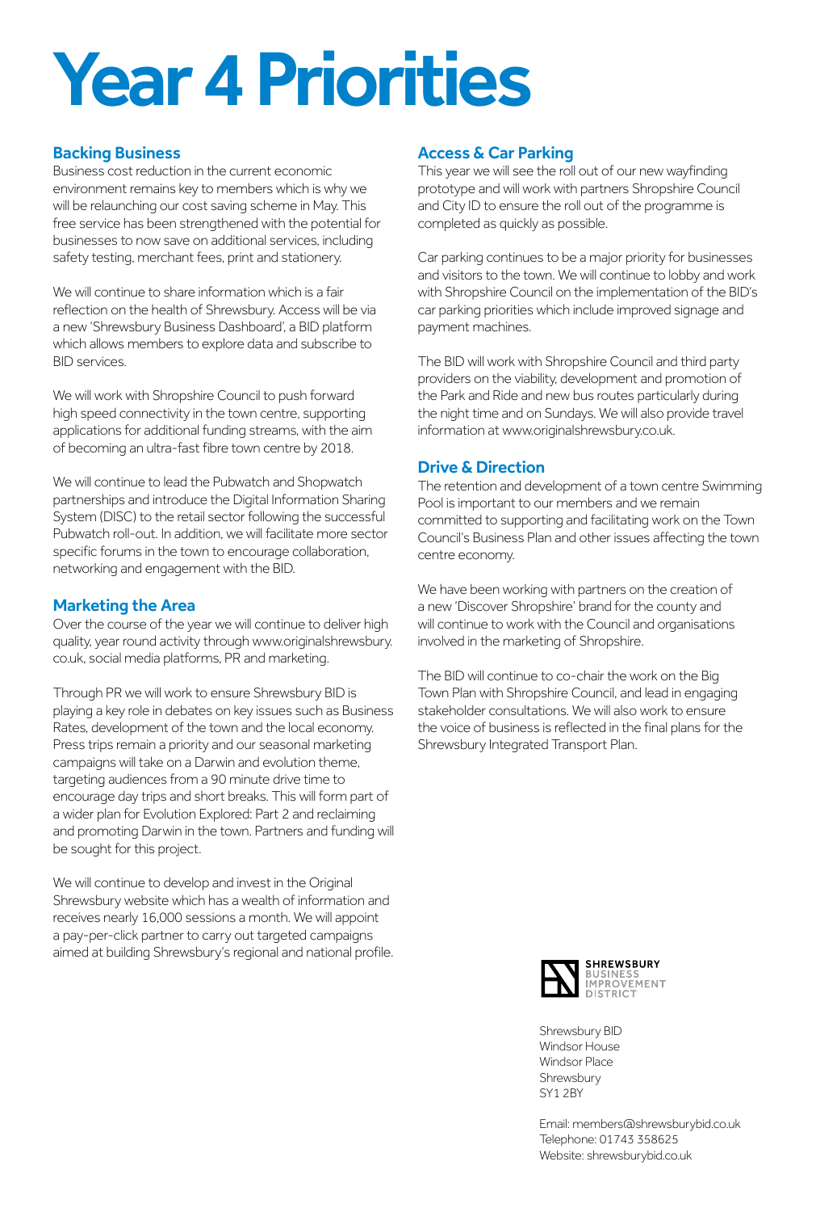# Year 4 Priorities

## Backing Business

Business cost reduction in the current economic environment remains key to members which is why we will be relaunching our cost saving scheme in May. This free service has been strengthened with the potential for businesses to now save on additional services, including safety testing, merchant fees, print and stationery.

We will continue to share information which is a fair reflection on the health of Shrewsbury. Access will be via a new 'Shrewsbury Business Dashboard', a BID platform which allows members to explore data and subscribe to BID services.

We will work with Shropshire Council to push forward high speed connectivity in the town centre, supporting applications for additional funding streams, with the aim of becoming an ultra-fast fibre town centre by 2018.

We will continue to lead the Pubwatch and Shopwatch partnerships and introduce the Digital Information Sharing System (DISC) to the retail sector following the successful Pubwatch roll-out. In addition, we will facilitate more sector specific forums in the town to encourage collaboration, networking and engagement with the BID.

## Marketing the Area

Over the course of the year we will continue to deliver high quality, year round activity through www.originalshrewsbury.co.uk, social media platforms, PR and marketing.

Through PR we will work to ensure Shrewsbury BID is playing a key role in debates on key issues such as Business Rates, development of the town and the local economy. Press trips remain a priority and our seasonal marketing campaigns will take on a Darwin and evolution theme, targeting audiences from a 90 minute drive time to encourage day trips and short breaks. This will form part of a wider plan for Evolution Explored: Part 2 and reclaiming and promoting Darwin in the town. Partners and funding will be sought for this project.

We will continue to develop and invest in the Original Shrewsbury website which has a wealth of information and receives nearly 16,000 sessions a month. We will appoint a pay-per-click partner to carry out targeted campaigns aimed at building Shrewsbury's regional and national profile.

## Access & Car Parking

This year we will see the roll out of our new wayfinding prototype and will work with partners Shropshire Council and City ID to ensure the roll out of the programme is completed as quickly as possible.

Car parking continues to be a major priority for businesses and visitors to the town. We will continue to lobby and work with Shropshire Council on the implementation of the BID's car parking priorities which include improved signage and payment machines.

The BID will work with Shropshire Council and third party providers on the viability, development and promotion of the Park and Ride and new bus routes particularly during the night time and on Sundays. We will also provide travel information at www.originalshrewsbury.co.uk.

## Drive & Direction

The retention and development of a town centre Swimming Pool is important to our members and we remain committed to supporting and facilitating work on the Town Council's Business Plan and other issues affecting the town centre economy.

We have been working with partners on the creation of a new 'Discover Shropshire' brand for the county and will continue to work with the Council and organisations involved in the marketing of Shropshire.

The BID will continue to co-chair the work on the Big Town Plan with Shropshire Council, and lead in engaging stakeholder consultations. We will also work to ensure the voice of business is reflected in the final plans for the Shrewsbury Integrated Transport Plan.

SHREWSBURY BUSINESS IMPROVEMENT DISTRICT

Shrewsbury BID
Windsor House
Windsor Place
Shrewsbury
SY1 2BY

Email: members@shrewsburybid.co.uk
Telephone: 01743 358625
Website: shrewsburybid.co.uk